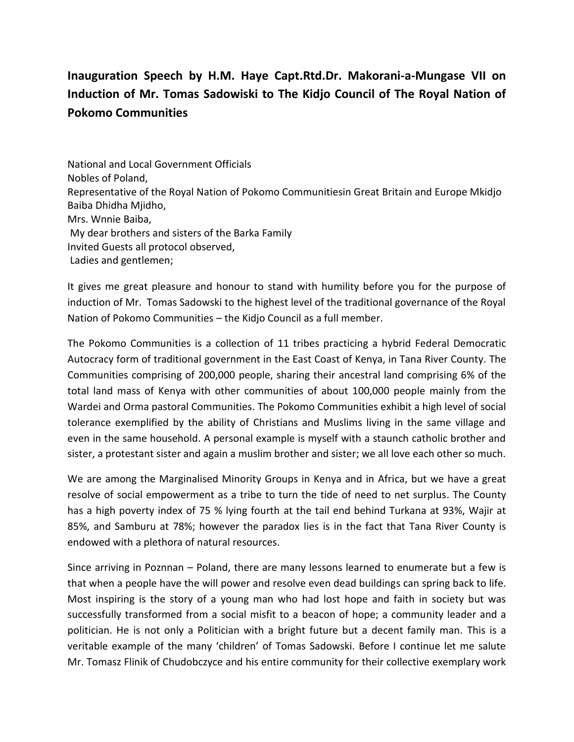# Inauguration Speech by H.M. Haye Capt.Rtd.Dr. Makorani-a-Mungase VII on Induction of Mr. Tomas Sadowiski to The Kidjo Council of The Royal Nation of Pokomo Communities

National and Local Government Officials
Nobles of Poland,
Representative of the Royal Nation of Pokomo Communitiesin Great Britain and Europe Mkidjo Baiba Dhidha Mjidho,
Mrs. Wnnie Baiba,
My dear brothers and sisters of the Barka Family
Invited Guests all protocol observed,
Ladies and gentlemen;

It gives me great pleasure and honour to stand with humility before you for the purpose of induction of Mr. Tomas Sadowski to the highest level of the traditional governance of the Royal Nation of Pokomo Communities – the Kidjo Council as a full member.

The Pokomo Communities is a collection of 11 tribes practicing a hybrid Federal Democratic Autocracy form of traditional government in the East Coast of Kenya, in Tana River County. The Communities comprising of 200,000 people, sharing their ancestral land comprising 6% of the total land mass of Kenya with other communities of about 100,000 people mainly from the Wardei and Orma pastoral Communities. The Pokomo Communities exhibit a high level of social tolerance exemplified by the ability of Christians and Muslims living in the same village and even in the same household. A personal example is myself with a staunch catholic brother and sister, a protestant sister and again a muslim brother and sister; we all love each other so much.

We are among the Marginalised Minority Groups in Kenya and in Africa, but we have a great resolve of social empowerment as a tribe to turn the tide of need to net surplus. The County has a high poverty index of 75 % lying fourth at the tail end behind Turkana at 93%, Wajir at 85%, and Samburu at 78%; however the paradox lies is in the fact that Tana River County is endowed with a plethora of natural resources.

Since arriving in Poznnan – Poland, there are many lessons learned to enumerate but a few is that when a people have the will power and resolve even dead buildings can spring back to life. Most inspiring is the story of a young man who had lost hope and faith in society but was successfully transformed from a social misfit to a beacon of hope; a community leader and a politician. He is not only a Politician with a bright future but a decent family man. This is a veritable example of the many 'children' of Tomas Sadowski. Before I continue let me salute Mr. Tomasz Flinik of Chudobczyce and his entire community for their collective exemplary work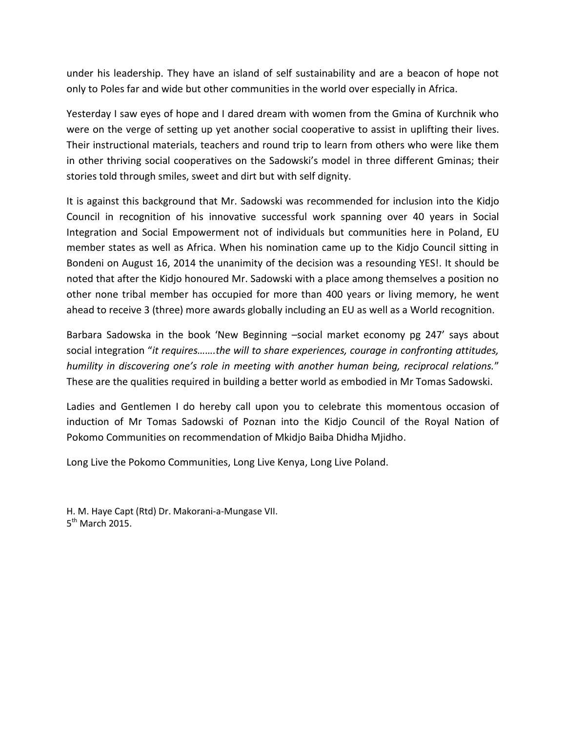under his leadership. They have an island of self sustainability and are a beacon of hope not only to Poles far and wide but other communities in the world over especially in Africa.

Yesterday I saw eyes of hope and I dared dream with women from the Gmina of Kurchnik who were on the verge of setting up yet another social cooperative to assist in uplifting their lives. Their instructional materials, teachers and round trip to learn from others who were like them in other thriving social cooperatives on the Sadowski's model in three different Gminas; their stories told through smiles, sweet and dirt but with self dignity.

It is against this background that Mr. Sadowski was recommended for inclusion into the Kidjo Council in recognition of his innovative successful work spanning over 40 years in Social Integration and Social Empowerment not of individuals but communities here in Poland, EU member states as well as Africa. When his nomination came up to the Kidjo Council sitting in Bondeni on August 16, 2014 the unanimity of the decision was a resounding YES!. It should be noted that after the Kidjo honoured Mr. Sadowski with a place among themselves a position no other none tribal member has occupied for more than 400 years or living memory, he went ahead to receive 3 (three) more awards globally including an EU as well as a World recognition.

Barbara Sadowska in the book 'New Beginning –social market economy pg 247' says about social integration "*it requires…….the will to share experiences, courage in confronting attitudes, humility in discovering one's role in meeting with another human being, reciprocal relations.*" These are the qualities required in building a better world as embodied in Mr Tomas Sadowski.

Ladies and Gentlemen I do hereby call upon you to celebrate this momentous occasion of induction of Mr Tomas Sadowski of Poznan into the Kidjo Council of the Royal Nation of Pokomo Communities on recommendation of Mkidjo Baiba Dhidha Mjidho.

Long Live the Pokomo Communities, Long Live Kenya, Long Live Poland.

H. M. Haye Capt (Rtd) Dr. Makorani-a-Mungase VII.
5th March 2015.